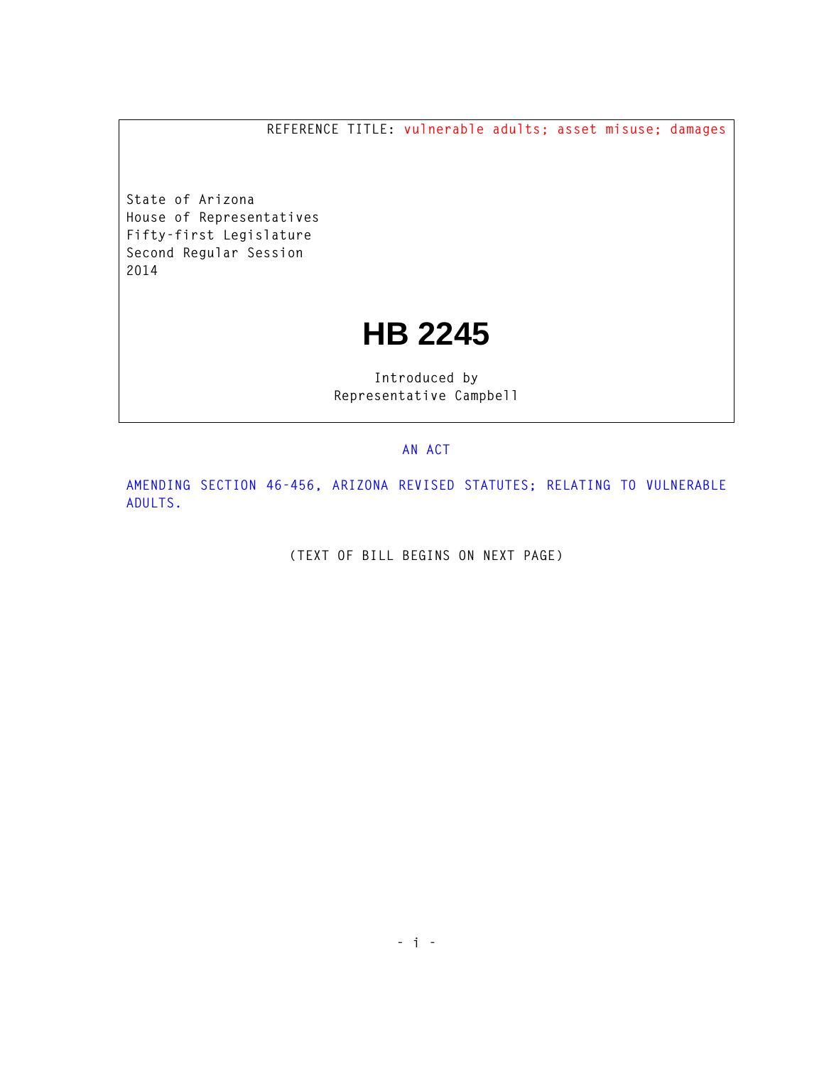REFERENCE TITLE: vulnerable adults; asset misuse; damages

State of Arizona
House of Representatives
Fifty-first Legislature
Second Regular Session
2014

# HB 2245

Introduced by
Representative Campbell

AN ACT

AMENDING SECTION 46-456, ARIZONA REVISED STATUTES; RELATING TO VULNERABLE ADULTS.

(TEXT OF BILL BEGINS ON NEXT PAGE)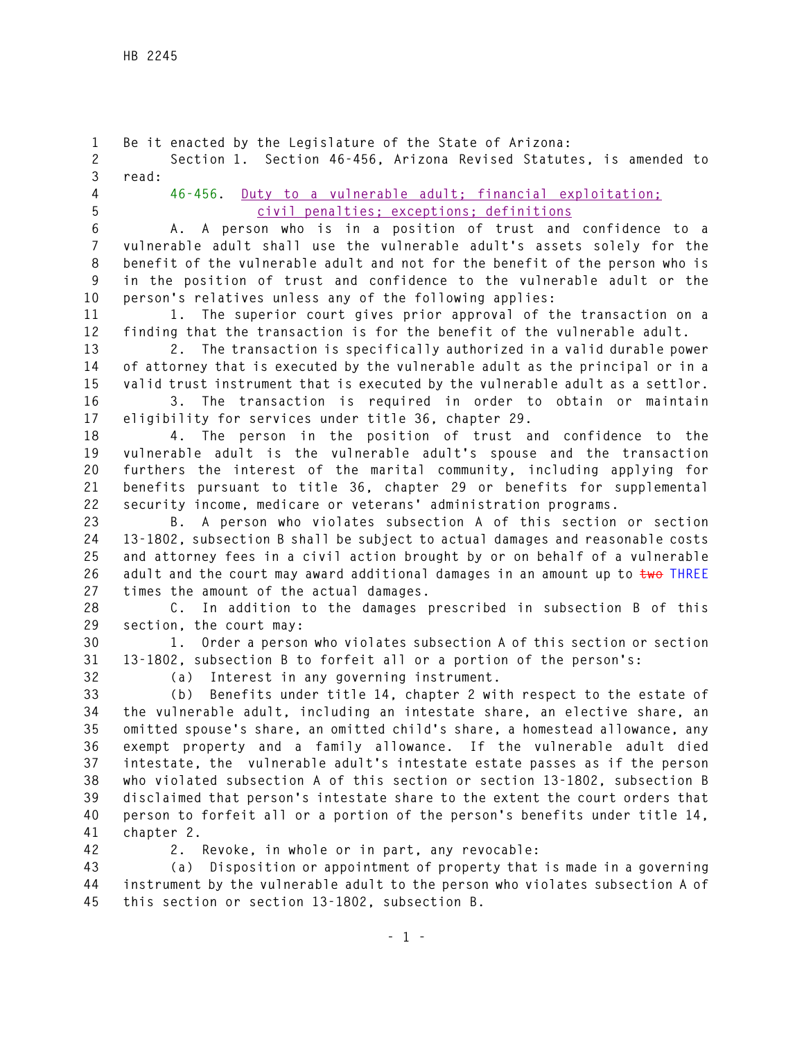Be it enacted by the Legislature of the State of Arizona:

Section 1. Section 46-456, Arizona Revised Statutes, is amended to read:

46-456. Duty to a vulnerable adult; financial exploitation; civil penalties; exceptions; definitions

A. A person who is in a position of trust and confidence to a vulnerable adult shall use the vulnerable adult's assets solely for the benefit of the vulnerable adult and not for the benefit of the person who is in the position of trust and confidence to the vulnerable adult or the person's relatives unless any of the following applies:

1. The superior court gives prior approval of the transaction on a finding that the transaction is for the benefit of the vulnerable adult.

2. The transaction is specifically authorized in a valid durable power of attorney that is executed by the vulnerable adult as the principal or in a valid trust instrument that is executed by the vulnerable adult as a settlor.

3. The transaction is required in order to obtain or maintain eligibility for services under title 36, chapter 29.

4. The person in the position of trust and confidence to the vulnerable adult is the vulnerable adult's spouse and the transaction furthers the interest of the marital community, including applying for benefits pursuant to title 36, chapter 29 or benefits for supplemental security income, medicare or veterans' administration programs.

B. A person who violates subsection A of this section or section 13-1802, subsection B shall be subject to actual damages and reasonable costs and attorney fees in a civil action brought by or on behalf of a vulnerable adult and the court may award additional damages in an amount up to ~~two~~ THREE times the amount of the actual damages.

C. In addition to the damages prescribed in subsection B of this section, the court may:

1. Order a person who violates subsection A of this section or section 13-1802, subsection B to forfeit all or a portion of the person's:

(a) Interest in any governing instrument.

(b) Benefits under title 14, chapter 2 with respect to the estate of the vulnerable adult, including an intestate share, an elective share, an omitted spouse's share, an omitted child's share, a homestead allowance, any exempt property and a family allowance. If the vulnerable adult died intestate, the vulnerable adult's intestate estate passes as if the person who violated subsection A of this section or section 13-1802, subsection B disclaimed that person's intestate share to the extent the court orders that person to forfeit all or a portion of the person's benefits under title 14, chapter 2.

2. Revoke, in whole or in part, any revocable:

(a) Disposition or appointment of property that is made in a governing instrument by the vulnerable adult to the person who violates subsection A of this section or section 13-1802, subsection B.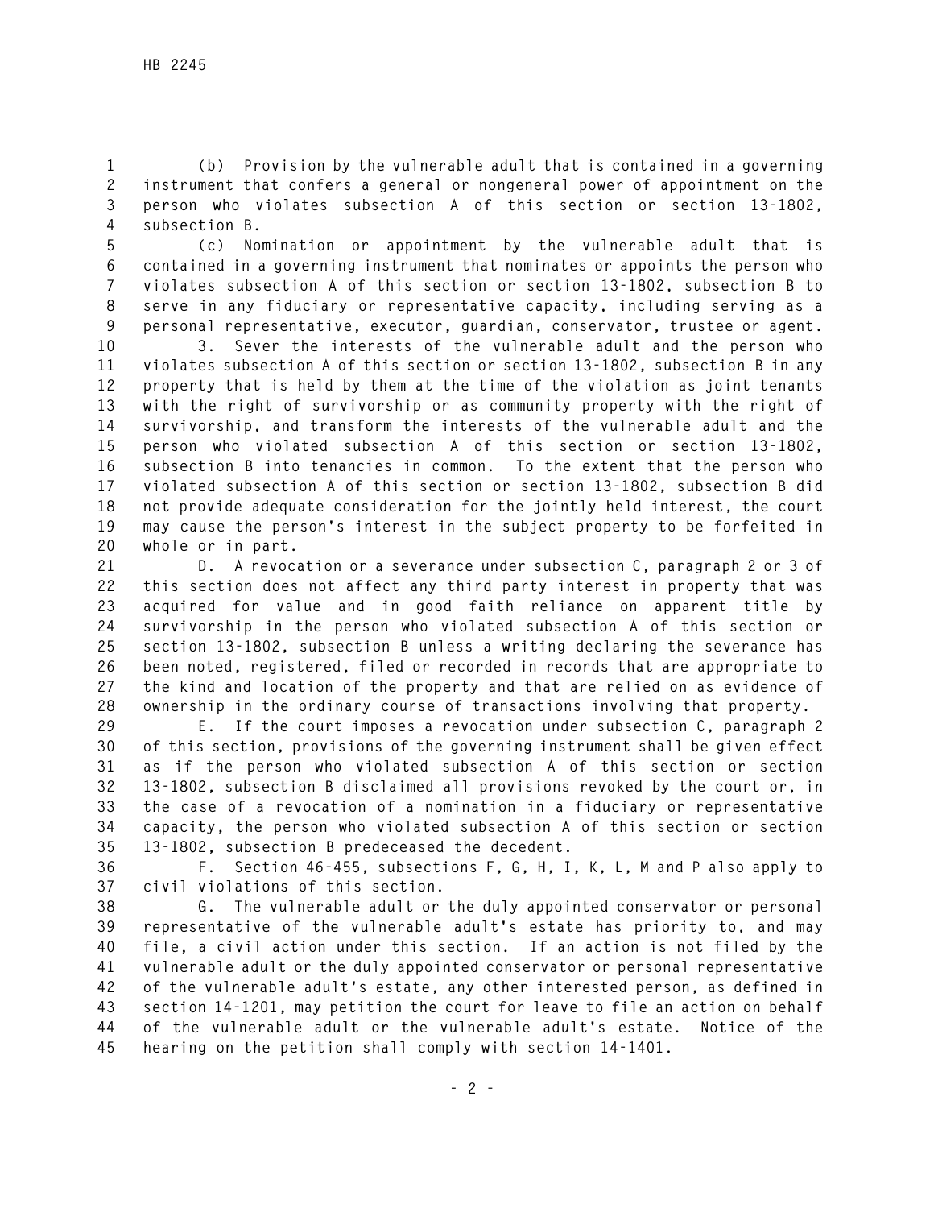(b) Provision by the vulnerable adult that is contained in a governing instrument that confers a general or nongeneral power of appointment on the person who violates subsection A of this section or section 13-1802, subsection B.

(c) Nomination or appointment by the vulnerable adult that is contained in a governing instrument that nominates or appoints the person who violates subsection A of this section or section 13-1802, subsection B to serve in any fiduciary or representative capacity, including serving as a personal representative, executor, guardian, conservator, trustee or agent.

3. Sever the interests of the vulnerable adult and the person who violates subsection A of this section or section 13-1802, subsection B in any property that is held by them at the time of the violation as joint tenants with the right of survivorship or as community property with the right of survivorship, and transform the interests of the vulnerable adult and the person who violated subsection A of this section or section 13-1802, subsection B into tenancies in common. To the extent that the person who violated subsection A of this section or section 13-1802, subsection B did not provide adequate consideration for the jointly held interest, the court may cause the person's interest in the subject property to be forfeited in whole or in part.

D. A revocation or a severance under subsection C, paragraph 2 or 3 of this section does not affect any third party interest in property that was acquired for value and in good faith reliance on apparent title by survivorship in the person who violated subsection A of this section or section 13-1802, subsection B unless a writing declaring the severance has been noted, registered, filed or recorded in records that are appropriate to the kind and location of the property and that are relied on as evidence of ownership in the ordinary course of transactions involving that property.

E. If the court imposes a revocation under subsection C, paragraph 2 of this section, provisions of the governing instrument shall be given effect as if the person who violated subsection A of this section or section 13-1802, subsection B disclaimed all provisions revoked by the court or, in the case of a revocation of a nomination in a fiduciary or representative capacity, the person who violated subsection A of this section or section 13-1802, subsection B predeceased the decedent.

F. Section 46-455, subsections F, G, H, I, K, L, M and P also apply to civil violations of this section.

G. The vulnerable adult or the duly appointed conservator or personal representative of the vulnerable adult's estate has priority to, and may file, a civil action under this section. If an action is not filed by the vulnerable adult or the duly appointed conservator or personal representative of the vulnerable adult's estate, any other interested person, as defined in section 14-1201, may petition the court for leave to file an action on behalf of the vulnerable adult or the vulnerable adult's estate. Notice of the hearing on the petition shall comply with section 14-1401.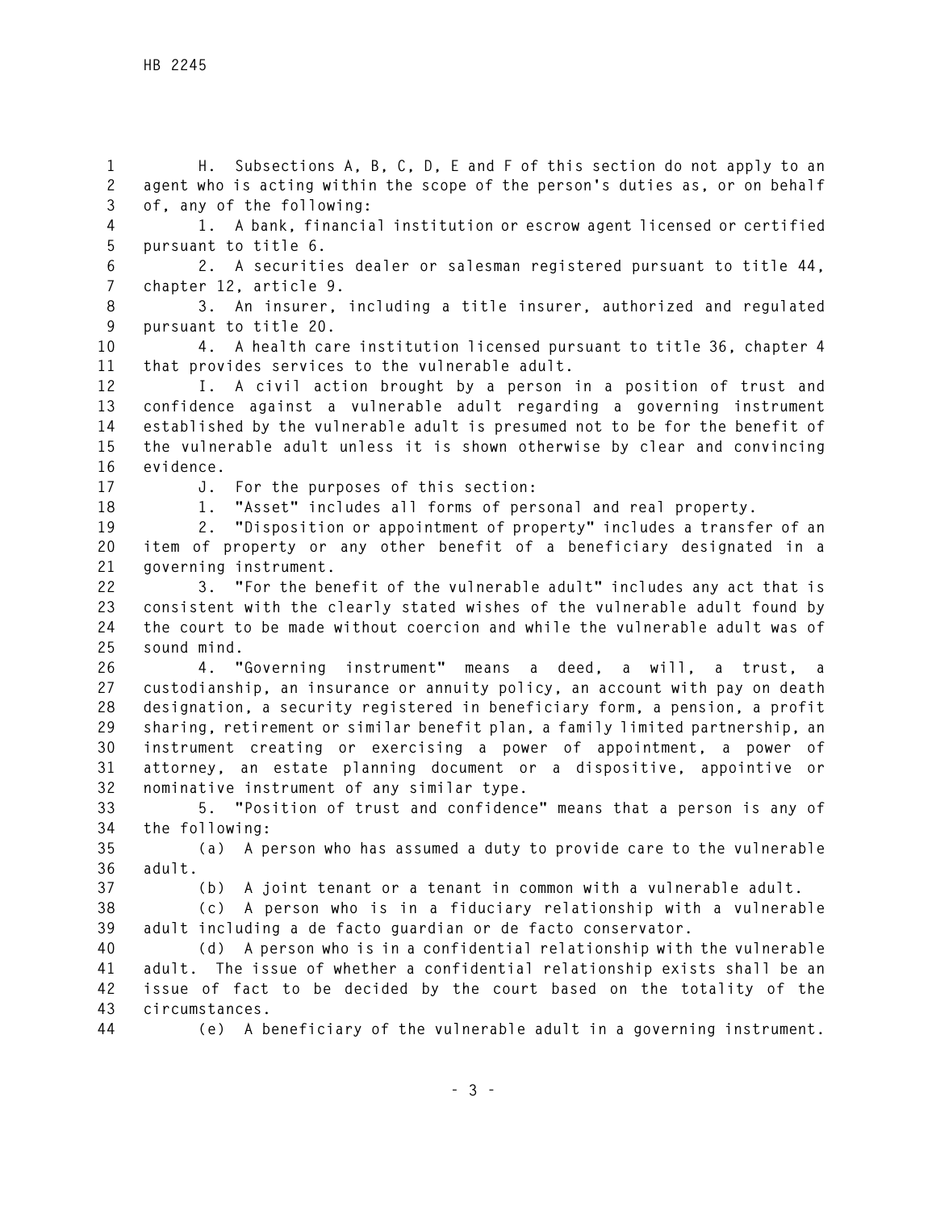H. Subsections A, B, C, D, E and F of this section do not apply to an agent who is acting within the scope of the person's duties as, or on behalf of, any of the following:

1. A bank, financial institution or escrow agent licensed or certified pursuant to title 6.

2. A securities dealer or salesman registered pursuant to title 44, chapter 12, article 9.

3. An insurer, including a title insurer, authorized and regulated pursuant to title 20.

4. A health care institution licensed pursuant to title 36, chapter 4 that provides services to the vulnerable adult.

I. A civil action brought by a person in a position of trust and confidence against a vulnerable adult regarding a governing instrument established by the vulnerable adult is presumed not to be for the benefit of the vulnerable adult unless it is shown otherwise by clear and convincing evidence.

J. For the purposes of this section:

1. "Asset" includes all forms of personal and real property.

2. "Disposition or appointment of property" includes a transfer of an item of property or any other benefit of a beneficiary designated in a governing instrument.

3. "For the benefit of the vulnerable adult" includes any act that is consistent with the clearly stated wishes of the vulnerable adult found by the court to be made without coercion and while the vulnerable adult was of sound mind.

4. "Governing instrument" means a deed, a will, a trust, a custodianship, an insurance or annuity policy, an account with pay on death designation, a security registered in beneficiary form, a pension, a profit sharing, retirement or similar benefit plan, a family limited partnership, an instrument creating or exercising a power of appointment, a power of attorney, an estate planning document or a dispositive, appointive or nominative instrument of any similar type.

5. "Position of trust and confidence" means that a person is any of the following:

(a) A person who has assumed a duty to provide care to the vulnerable adult.

(b) A joint tenant or a tenant in common with a vulnerable adult.

(c) A person who is in a fiduciary relationship with a vulnerable adult including a de facto guardian or de facto conservator.

(d) A person who is in a confidential relationship with the vulnerable adult. The issue of whether a confidential relationship exists shall be an issue of fact to be decided by the court based on the totality of the circumstances.

(e) A beneficiary of the vulnerable adult in a governing instrument.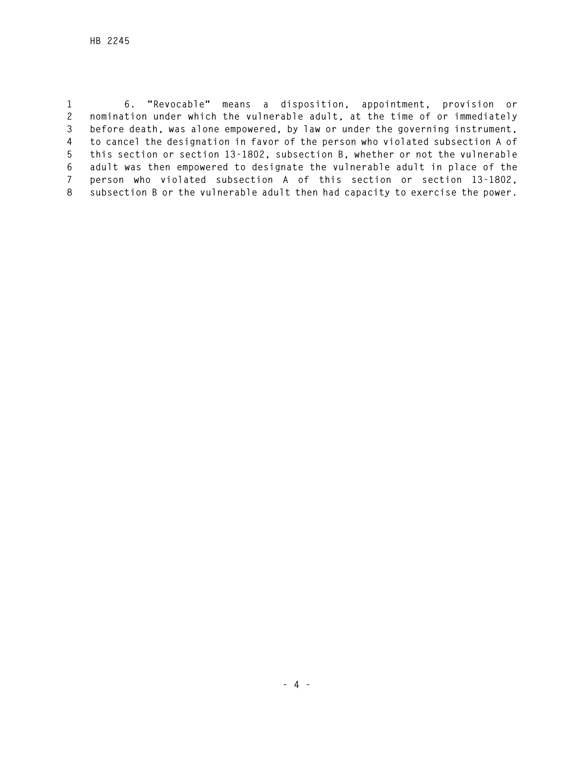6. "Revocable" means a disposition, appointment, provision or nomination under which the vulnerable adult, at the time of or immediately before death, was alone empowered, by law or under the governing instrument, to cancel the designation in favor of the person who violated subsection A of this section or section 13-1802, subsection B, whether or not the vulnerable adult was then empowered to designate the vulnerable adult in place of the person who violated subsection A of this section or section 13-1802, subsection B or the vulnerable adult then had capacity to exercise the power.